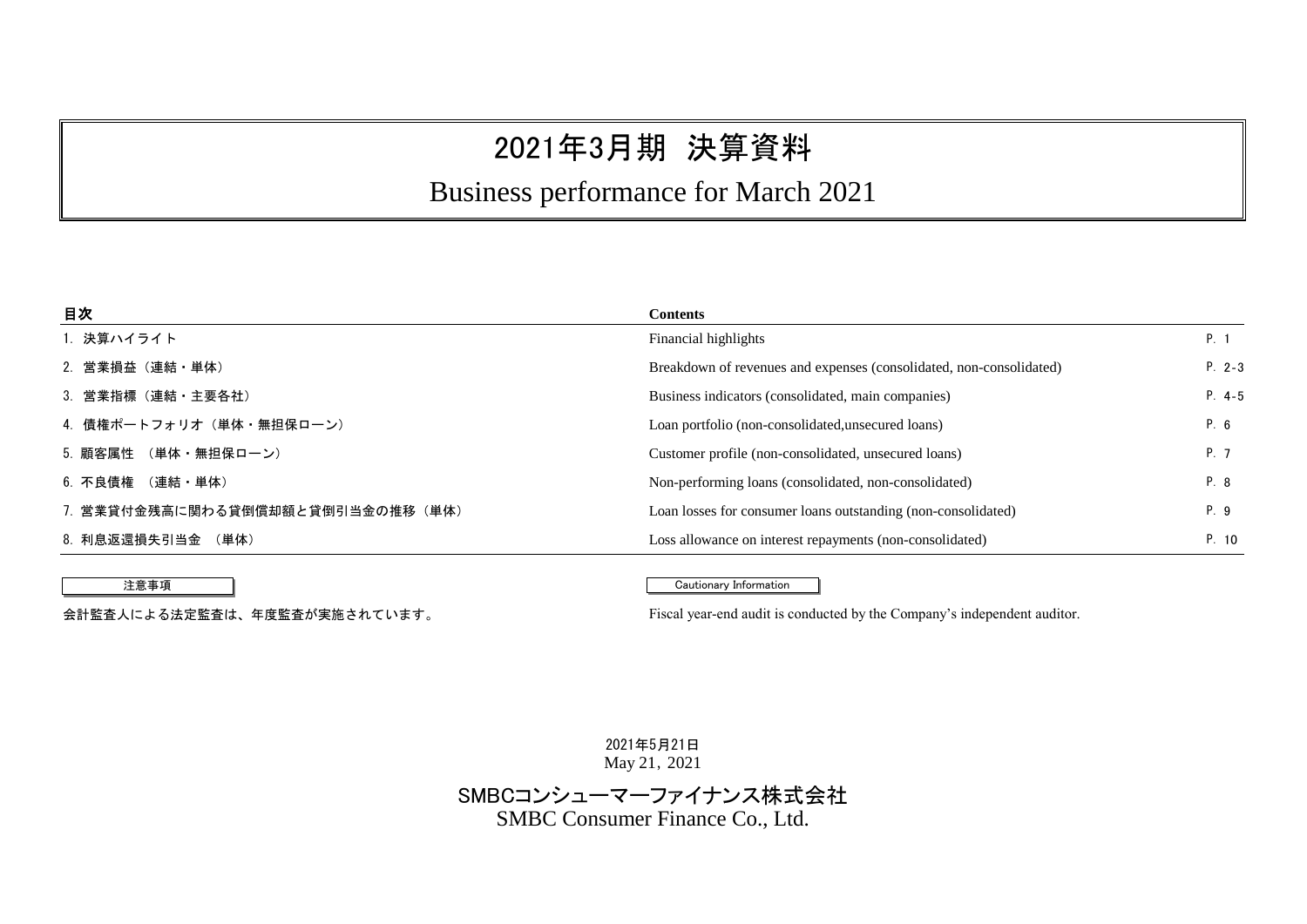# 2021年3月期 決算資料

# Business performance for March 2021

| 目次 | Contents | |
|---|---|---|
| 1. 決算ハイライト | Financial highlights | P. 1 |
| 2. 営業損益（連結・単体） | Breakdown of revenues and expenses (consolidated, non-consolidated) | P. 2-3 |
| 3. 営業指標（連結・主要各社） | Business indicators (consolidated, main companies) | P. 4-5 |
| 4. 債権ポートフォリオ（単体・無担保ローン） | Loan portfolio (non-consolidated,unsecured loans) | P. 6 |
| 5. 顧客属性 （単体・無担保ローン） | Customer profile (non-consolidated, unsecured loans) | P. 7 |
| 6. 不良債権 （連結・単体） | Non-performing loans (consolidated, non-consolidated) | P. 8 |
| 7. 営業貸付金残高に関わる貸倒償却額と貸倒引当金の推移（単体） | Loan losses for consumer loans outstanding (non-consolidated) | P. 9 |
| 8. 利息返還損失引当金 （単体） | Loss allowance on interest repayments (non-consolidated) | P. 10 |

**注意事項**

会計監査人による法定監査は、年度監査が実施されています。

**Cautionary Information**

Fiscal year-end audit is conducted by the Company's independent auditor.

2021年5月21日
May 21, 2021

SMBCコンシューマーファイナンス株式会社
SMBC Consumer Finance Co., Ltd.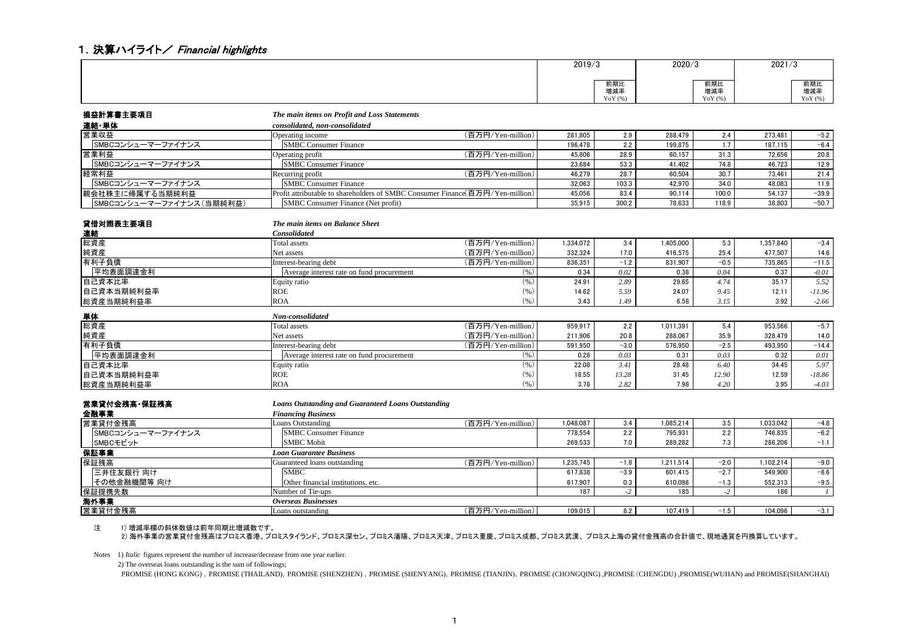# 1. 決算ハイライト／ *Financial highlights*

| | | | 2019/3 | 前期比増減率 YoY (%) | 2020/3 | 前期比増減率 YoY (%) | 2021/3 | 前期比増減率 YoY (%) |
|---|---|---|---|---|---|---|---|---|
| **損益計算書主要項目** | ***The main items on Profit and Loss Statements*** | | | | | | | |
| **連結・単体** | ***consolidated, non-consolidated*** | | | | | | | |
| 営業収益 | Operating income | （百万円/Yen-million） | 281,805 | 2.9 | 288,479 | 2.4 | 273,481 | −5.2 |
| SMBCコンシューマーファイナンス | SMBC Consumer Finance | | 196,478 | 2.2 | 199,875 | 1.7 | 187,115 | −6.4 |
| 営業利益 | Operating profit | （百万円/Yen-million） | 45,806 | 28.9 | 60,157 | 31.3 | 72,656 | 20.8 |
| SMBCコンシューマーファイナンス | SMBC Consumer Finance | | 23,684 | 53.3 | 41,402 | 74.8 | 46,723 | 12.9 |
| 経常利益 | Recurring profit | （百万円/Yen-million） | 46,279 | 28.7 | 60,504 | 30.7 | 73,461 | 21.4 |
| SMBCコンシューマーファイナンス | SMBC Consumer Finance | | 32,063 | 103.3 | 42,970 | 34.0 | 48,083 | 11.9 |
| 親会社株主に帰属する当期純利益 | Profit attributable to shareholders of SMBC Consumer Finance | （百万円/Yen-million） | 45,056 | 83.4 | 90,114 | 100.0 | 54,137 | −39.9 |
| SMBCコンシューマーファイナンス（当期純利益） | SMBC Consumer Finance (Net profit) | | 35,915 | 300.2 | 78,633 | 118.9 | 38,803 | −50.7 |
| **貸借対照表主要項目** | ***The main items on Balance Sheet*** | | | | | | | |
| **連結** | ***Consolidated*** | | | | | | | |
| 総資産 | Total assets | （百万円/Yen-million） | 1,334,072 | 3.4 | 1,405,000 | 5.3 | 1,357,840 | −3.4 |
| 純資産 | Net assets | （百万円/Yen-million） | 332,324 | 17.0 | 416,575 | 25.4 | 477,507 | 14.6 |
| 有利子負債 | Interest-bearing debt | （百万円/Yen-million） | 836,351 | −1.2 | 831,907 | −0.5 | 735,865 | −11.5 |
| 平均表面調達金利 | Average interest rate on fund procurement | (%) | 0.34 | *0.02* | 0.38 | *0.04* | 0.37 | *-0.01* |
| 自己資本比率 | Equity ratio | (%) | 24.91 | *2.89* | 29.65 | *4.74* | 35.17 | *5.52* |
| 自己資本当期純利益率 | ROE | (%) | 14.62 | *5.59* | 24.07 | *9.45* | 12.11 | *-11.96* |
| 総資産当期純利益率 | ROA | (%) | 3.43 | *1.49* | 6.58 | *3.15* | 3.92 | *-2.66* |
| **単体** | ***Non-consolidated*** | | | | | | | |
| 総資産 | Total assets | （百万円/Yen-million） | 959,917 | 2.2 | 1,011,391 | 5.4 | 953,566 | −5.7 |
| 純資産 | Net assets | （百万円/Yen-million） | 211,906 | 20.8 | 288,067 | 35.9 | 328,479 | 14.0 |
| 有利子負債 | Interest-bearing debt | （百万円/Yen-million） | 591,950 | −3.0 | 576,950 | −2.5 | 493,950 | −14.4 |
| 平均表面調達金利 | Average interest rate on fund procurement | (%) | 0.28 | *0.03* | 0.31 | *0.03* | 0.32 | *0.01* |
| 自己資本比率 | Equity ratio | (%) | 22.08 | *3.41* | 28.48 | *6.40* | 34.45 | *5.97* |
| 自己資本当期純利益率 | ROE | (%) | 18.55 | *13.28* | 31.45 | *12.90* | 12.59 | *-18.86* |
| 総資産当期純利益率 | ROA | (%) | 3.78 | *2.82* | 7.98 | *4.20* | 3.95 | *-4.03* |
| **営業貸付金残高・保証残高** | ***Loans Outstanding and Guaranteed Loans Outstanding*** | | | | | | | |
| **金融事業** | ***Financing Business*** | | | | | | | |
| 営業貸付金残高 | Loans Outstanding | （百万円/Yen-million） | 1,048,087 | 3.4 | 1,085,214 | 3.5 | 1,033,042 | −4.8 |
| SMBCコンシューマーファイナンス | SMBC Consumer Finance | | 778,554 | 2.2 | 795,931 | 2.2 | 746,835 | −6.2 |
| SMBCモビット | SMBC Mobit | | 269,533 | 7.0 | 289,282 | 7.3 | 286,206 | −1.1 |
| **保証事業** | ***Loan Guarantee Business*** | | | | | | | |
| 保証残高 | Guaranteed loans outstanding | （百万円/Yen-million） | 1,235,745 | −1.8 | 1,211,514 | −2.0 | 1,102,214 | −9.0 |
| 三井住友銀行 向け | SMBC | | 617,838 | −3.9 | 601,415 | −2.7 | 549,900 | −8.6 |
| その他金融機関等 向け | Other financial institutions, etc. | | 617,907 | 0.3 | 610,098 | −1.3 | 552,313 | −9.5 |
| 保証提携先数 | Number of Tie-ups | | 187 | *-2* | 185 | *-2* | 186 | *1* |
| **海外事業** | ***Overseas Businesses*** | | | | | | | |
| 営業貸付金残高 | Loans outstanding | （百万円/Yen-million） | 109,015 | 8.2 | 107,419 | −1.5 | 104,096 | −3.1 |

注　1) 増減率欄の斜体数値は前年同期比増減数です。
　　2) 海外事業の営業貸付金残高はプロミス香港、プロミスタイランド、プロミス深セン、プロミス瀋陽、プロミス天津、プロミス重慶、プロミス成都、プロミス武漢、プロミス上海の貸付金残高の合計値で、現地通貨を円換算しています。

Notes　1) *Italic* figures represent the number of increase/decrease from one year earlier.
　　2) The overseas loans outstanding is the sum of followings;
　　PROMISE (HONG KONG) , PROMISE (THAILAND), PROMISE (SHENZHEN) , PROMISE (SHENYANG), PROMISE (TIANJIN), PROMISE (CHONGQING) ,PROMISE (CHENGDU) ,PROMISE(WUHAN) and PROMISE(SHANGHAI)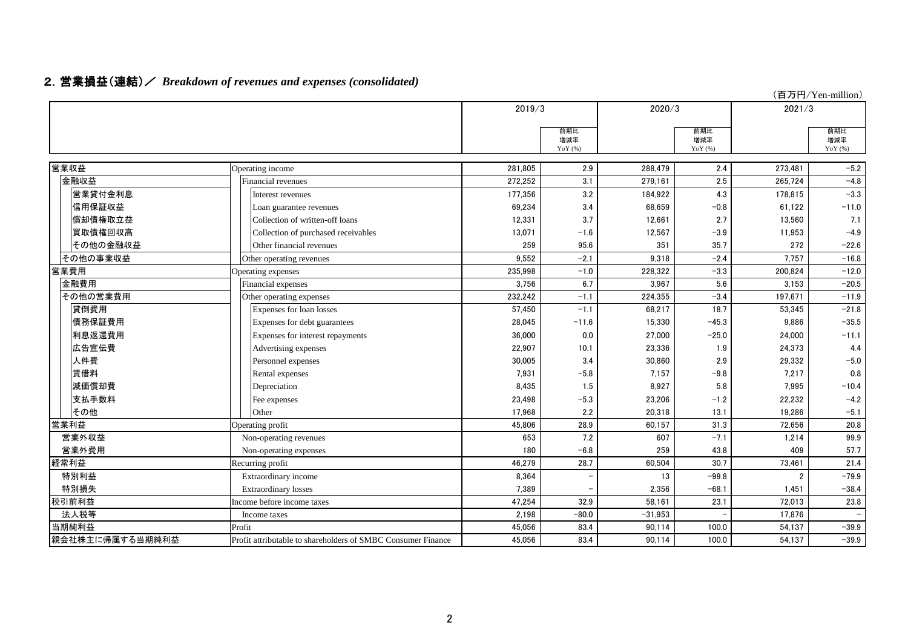## 2. 営業損益（連結）／ *Breakdown of revenues and expenses (consolidated)*

（百万円/Yen-million）

| | | 2019/3 | | 2020/3 | | 2021/3 | |
|---|---|---|---|---|---|---|---|
| | | | 前期比 増減率 YoY (%) | | 前期比 増減率 YoY (%) | | 前期比 増減率 YoY (%) |
| 営業収益 | Operating income | 281,805 | 2.9 | 288,479 | 2.4 | 273,481 | −5.2 |
| 金融収益 | Financial revenues | 272,252 | 3.1 | 279,161 | 2.5 | 265,724 | −4.8 |
| 営業貸付金利息 | Interest revenues | 177,356 | 3.2 | 184,922 | 4.3 | 178,815 | −3.3 |
| 信用保証収益 | Loan guarantee revenues | 69,234 | 3.4 | 68,659 | −0.8 | 61,122 | −11.0 |
| 償却債権取立益 | Collection of written-off loans | 12,331 | 3.7 | 12,661 | 2.7 | 13,560 | 7.1 |
| 買取債権回収高 | Collection of purchased receivables | 13,071 | −1.6 | 12,567 | −3.9 | 11,953 | −4.9 |
| その他の金融収益 | Other financial revenues | 259 | 95.6 | 351 | 35.7 | 272 | −22.6 |
| その他の事業収益 | Other operating revenues | 9,552 | −2.1 | 9,318 | −2.4 | 7,757 | −16.8 |
| 営業費用 | Operating expenses | 235,998 | −1.0 | 228,322 | −3.3 | 200,824 | −12.0 |
| 金融費用 | Financial expenses | 3,756 | 6.7 | 3,967 | 5.6 | 3,153 | −20.5 |
| その他の営業費用 | Other operating expenses | 232,242 | −1.1 | 224,355 | −3.4 | 197,671 | −11.9 |
| 貸倒費用 | Expenses for loan losses | 57,450 | −1.1 | 68,217 | 18.7 | 53,345 | −21.8 |
| 債務保証費用 | Expenses for debt guarantees | 28,045 | −11.6 | 15,330 | −45.3 | 9,886 | −35.5 |
| 利息返還費用 | Expenses for interest repayments | 36,000 | 0.0 | 27,000 | −25.0 | 24,000 | −11.1 |
| 広告宣伝費 | Advertising expenses | 22,907 | 10.1 | 23,336 | 1.9 | 24,373 | 4.4 |
| 人件費 | Personnel expenses | 30,005 | 3.4 | 30,860 | 2.9 | 29,332 | −5.0 |
| 賃借料 | Rental expenses | 7,931 | −5.8 | 7,157 | −9.8 | 7,217 | 0.8 |
| 減価償却費 | Depreciation | 8,435 | 1.5 | 8,927 | 5.8 | 7,995 | −10.4 |
| 支払手数料 | Fee expenses | 23,498 | −5.3 | 23,206 | −1.2 | 22,232 | −4.2 |
| その他 | Other | 17,968 | 2.2 | 20,318 | 13.1 | 19,286 | −5.1 |
| 営業利益 | Operating profit | 45,806 | 28.9 | 60,157 | 31.3 | 72,656 | 20.8 |
| 営業外収益 | Non-operating revenues | 653 | 7.2 | 607 | −7.1 | 1,214 | 99.9 |
| 営業外費用 | Non-operating expenses | 180 | −6.8 | 259 | 43.8 | 409 | 57.7 |
| 経常利益 | Recurring profit | 46,279 | 28.7 | 60,504 | 30.7 | 73,461 | 21.4 |
| 特別利益 | Extraordinary income | 8,364 | − | 13 | −99.8 | 2 | −79.9 |
| 特別損失 | Extraordinary losses | 7,389 | − | 2,356 | −68.1 | 1,451 | −38.4 |
| 税引前利益 | Income before income taxes | 47,254 | 32.9 | 58,161 | 23.1 | 72,013 | 23.8 |
| 法人税等 | Income taxes | 2,198 | −80.0 | −31,953 | − | 17,876 | − |
| 当期純利益 | Profit | 45,056 | 83.4 | 90,114 | 100.0 | 54,137 | −39.9 |
| 親会社株主に帰属する当期純利益 | Profit attributable to shareholders of SMBC Consumer Finance | 45,056 | 83.4 | 90,114 | 100.0 | 54,137 | −39.9 |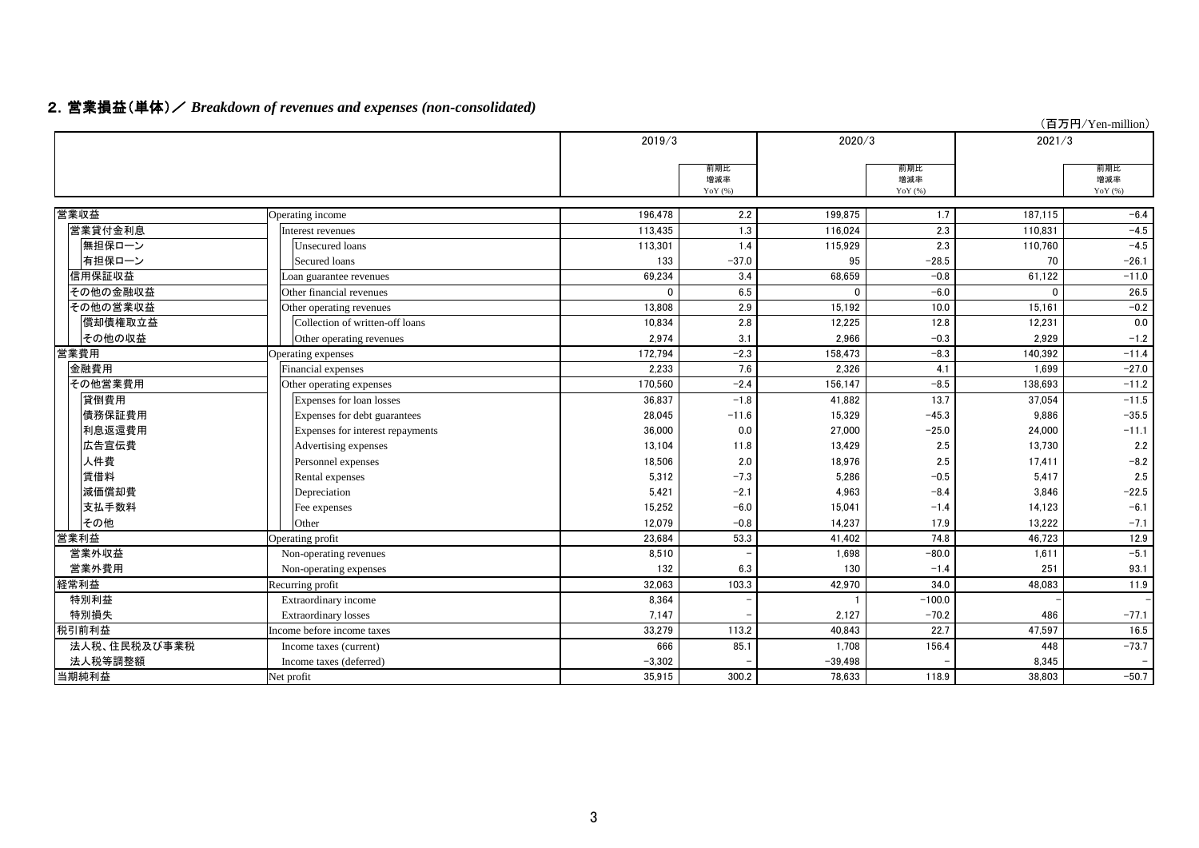## 2. 営業損益（単体）／ *Breakdown of revenues and expenses (non-consolidated)*

（百万円/Yen-million）

| | | 2019/3 | | 2020/3 | | 2021/3 | |
|---|---|---|---|---|---|---|---|
| | | | 前期比増減率 YoY (%) | | 前期比増減率 YoY (%) | | 前期比増減率 YoY (%) |
| 営業収益 | Operating income | 196,478 | 2.2 | 199,875 | 1.7 | 187,115 | −6.4 |
| 営業貸付金利息 | Interest revenues | 113,435 | 1.3 | 116,024 | 2.3 | 110,831 | −4.5 |
| 無担保ローン | Unsecured loans | 113,301 | 1.4 | 115,929 | 2.3 | 110,760 | −4.5 |
| 有担保ローン | Secured loans | 133 | −37.0 | 95 | −28.5 | 70 | −26.1 |
| 信用保証収益 | Loan guarantee revenues | 69,234 | 3.4 | 68,659 | −0.8 | 61,122 | −11.0 |
| その他の金融収益 | Other financial revenues | 0 | 6.5 | 0 | −6.0 | 0 | 26.5 |
| その他の営業収益 | Other operating revenues | 13,808 | 2.9 | 15,192 | 10.0 | 15,161 | −0.2 |
| 償却債権取立益 | Collection of written-off loans | 10,834 | 2.8 | 12,225 | 12.8 | 12,231 | 0.0 |
| その他の収益 | Other operating revenues | 2,974 | 3.1 | 2,966 | −0.3 | 2,929 | −1.2 |
| 営業費用 | Operating expenses | 172,794 | −2.3 | 158,473 | −8.3 | 140,392 | −11.4 |
| 金融費用 | Financial expenses | 2,233 | 7.6 | 2,326 | 4.1 | 1,699 | −27.0 |
| その他営業費用 | Other operating expenses | 170,560 | −2.4 | 156,147 | −8.5 | 138,693 | −11.2 |
| 貸倒費用 | Expenses for loan losses | 36,837 | −1.8 | 41,882 | 13.7 | 37,054 | −11.5 |
| 債務保証費用 | Expenses for debt guarantees | 28,045 | −11.6 | 15,329 | −45.3 | 9,886 | −35.5 |
| 利息返還費用 | Expenses for interest repayments | 36,000 | 0.0 | 27,000 | −25.0 | 24,000 | −11.1 |
| 広告宣伝費 | Advertising expenses | 13,104 | 11.8 | 13,429 | 2.5 | 13,730 | 2.2 |
| 人件費 | Personnel expenses | 18,506 | 2.0 | 18,976 | 2.5 | 17,411 | −8.2 |
| 賃借料 | Rental expenses | 5,312 | −7.3 | 5,286 | −0.5 | 5,417 | 2.5 |
| 減価償却費 | Depreciation | 5,421 | −2.1 | 4,963 | −8.4 | 3,846 | −22.5 |
| 支払手数料 | Fee expenses | 15,252 | −6.0 | 15,041 | −1.4 | 14,123 | −6.1 |
| その他 | Other | 12,079 | −0.8 | 14,237 | 17.9 | 13,222 | −7.1 |
| 営業利益 | Operating profit | 23,684 | 53.3 | 41,402 | 74.8 | 46,723 | 12.9 |
| 営業外収益 | Non-operating revenues | 8,510 | − | 1,698 | −80.0 | 1,611 | −5.1 |
| 営業外費用 | Non-operating expenses | 132 | 6.3 | 130 | −1.4 | 251 | 93.1 |
| 経常利益 | Recurring profit | 32,063 | 103.3 | 42,970 | 34.0 | 48,083 | 11.9 |
| 特別利益 | Extraordinary income | 8,364 | − | 1 | −100.0 | − | − |
| 特別損失 | Extraordinary losses | 7,147 | − | 2,127 | −70.2 | 486 | −77.1 |
| 税引前利益 | Income before income taxes | 33,279 | 113.2 | 40,843 | 22.7 | 47,597 | 16.5 |
| 法人税、住民税及び事業税 | Income taxes (current) | 666 | 85.1 | 1,708 | 156.4 | 448 | −73.7 |
| 法人税等調整額 | Income taxes (deferred) | −3,302 | − | −39,498 | − | 8,345 | − |
| 当期純利益 | Net profit | 35,915 | 300.2 | 78,633 | 118.9 | 38,803 | −50.7 |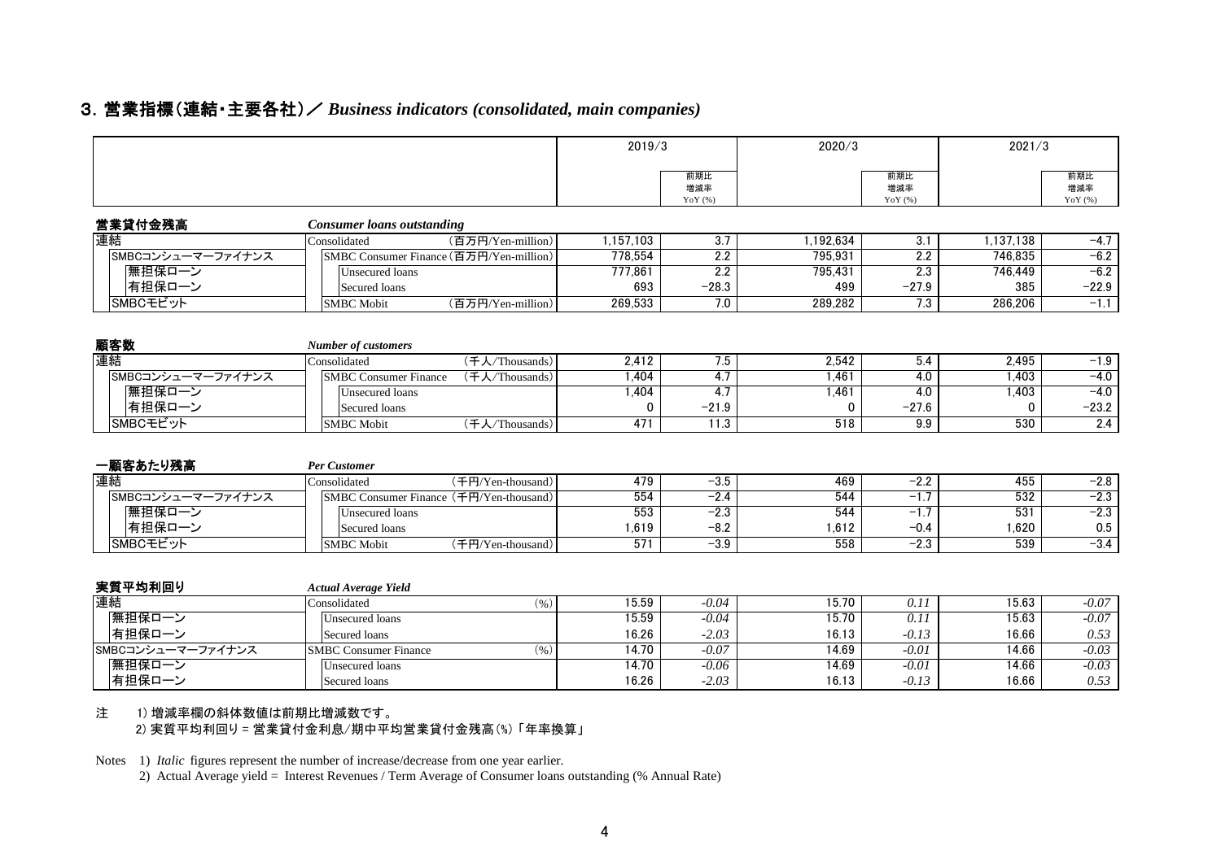## 3. 営業指標（連結・主要各社）／ *Business indicators (consolidated, main companies)*

| | | | 2019/3 | 前期比 増減率 YoY (%) | 2020/3 | 前期比 増減率 YoY (%) | 2021/3 | 前期比 増減率 YoY (%) |
|---|---|---|---|---|---|---|---|---|
| **営業貸付金残高** | ***Consumer loans outstanding*** | | | | | | | |
| 連結 | Consolidated | (百万円/Yen-million) | 1,157,103 | 3.7 | 1,192,634 | 3.1 | 1,137,138 | −4.7 |
| SMBCコンシューマーファイナンス | SMBC Consumer Finance | (百万円/Yen-million) | 778,554 | 2.2 | 795,931 | 2.2 | 746,835 | −6.2 |
| 無担保ローン | Unsecured loans | | 777,861 | 2.2 | 795,431 | 2.3 | 746,449 | −6.2 |
| 有担保ローン | Secured loans | | 693 | −28.3 | 499 | −27.9 | 385 | −22.9 |
| SMBCモビット | SMBC Mobit | (百万円/Yen-million) | 269,533 | 7.0 | 289,282 | 7.3 | 286,206 | −1.1 |
| **顧客数** | ***Number of customers*** | | | | | | | |
| 連結 | Consolidated | (千人/Thousands) | 2,412 | 7.5 | 2,542 | 5.4 | 2,495 | −1.9 |
| SMBCコンシューマーファイナンス | SMBC Consumer Finance | (千人/Thousands) | 1,404 | 4.7 | 1,461 | 4.0 | 1,403 | −4.0 |
| 無担保ローン | Unsecured loans | | 1,404 | 4.7 | 1,461 | 4.0 | 1,403 | −4.0 |
| 有担保ローン | Secured loans | | 0 | −21.9 | 0 | −27.6 | 0 | −23.2 |
| SMBCモビット | SMBC Mobit | (千人/Thousands) | 471 | 11.3 | 518 | 9.9 | 530 | 2.4 |
| **一顧客あたり残高** | ***Per Customer*** | | | | | | | |
| 連結 | Consolidated | (千円/Yen-thousand) | 479 | −3.5 | 469 | −2.2 | 455 | −2.8 |
| SMBCコンシューマーファイナンス | SMBC Consumer Finance | (千円/Yen-thousand) | 554 | −2.4 | 544 | −1.7 | 532 | −2.3 |
| 無担保ローン | Unsecured loans | | 553 | −2.3 | 544 | −1.7 | 531 | −2.3 |
| 有担保ローン | Secured loans | | 1,619 | −8.2 | 1,612 | −0.4 | 1,620 | 0.5 |
| SMBCモビット | SMBC Mobit | (千円/Yen-thousand) | 571 | −3.9 | 558 | −2.3 | 539 | −3.4 |
| **実質平均利回り** | ***Actual Average Yield*** | | | | | | | |
| 連結 | Consolidated | (%) | 15.59 | *-0.04* | 15.70 | *0.11* | 15.63 | *-0.07* |
| 無担保ローン | Unsecured loans | | 15.59 | *-0.04* | 15.70 | *0.11* | 15.63 | *-0.07* |
| 有担保ローン | Secured loans | | 16.26 | *-2.03* | 16.13 | *-0.13* | 16.66 | *0.53* |
| SMBCコンシューマーファイナンス | SMBC Consumer Finance | (%) | 14.70 | *-0.07* | 14.69 | *-0.01* | 14.66 | *-0.03* |
| 無担保ローン | Unsecured loans | | 14.70 | *-0.06* | 14.69 | *-0.01* | 14.66 | *-0.03* |
| 有担保ローン | Secured loans | | 16.26 | *-2.03* | 16.13 | *-0.13* | 16.66 | *0.53* |

注　1) 増減率欄の斜体数値は前期比増減数です。
　　2) 実質平均利回り = 営業貸付金利息/期中平均営業貸付金残高(%)「年率換算」

Notes　1) *Italic* figures represent the number of increase/decrease from one year earlier.
　　2) Actual Average yield = Interest Revenues / Term Average of Consumer loans outstanding (% Annual Rate)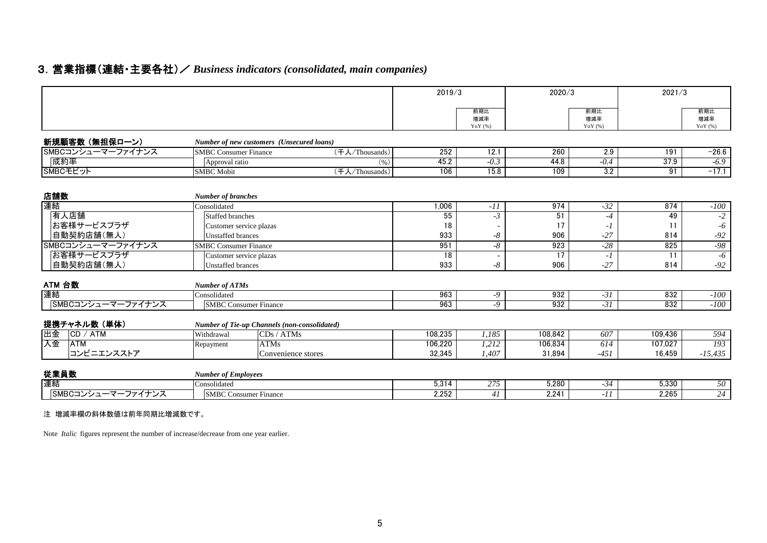## 3. 営業指標（連結・主要各社）／ *Business indicators (consolidated, main companies)*

| | | | 2019/3 | 前期比増減率 YoY (%) | 2020/3 | 前期比増減率 YoY (%) | 2021/3 | 前期比増減率 YoY (%) |
|---|---|---|---|---|---|---|---|---|
| **新規顧客数（無担保ローン）** | *Number of new customers (Unsecured loans)* | | | | | | | |
| SMBCコンシューマーファイナンス | SMBC Consumer Finance | （千人/Thousands） | 252 | 12.1 | 260 | 2.9 | 191 | −26.6 |
| 成約率 | Approval ratio | (%) | 45.2 | *-0.3* | 44.8 | *-0.4* | 37.9 | *-6.9* |
| SMBCモビット | SMBC Mobit | （千人/Thousands） | 106 | 15.8 | 109 | 3.2 | 91 | −17.1 |
| **店舗数** | *Number of branches* | | | | | | | |
| 連結 | Consolidated | | 1,006 | *-11* | 974 | *-32* | 874 | *-100* |
| 有人店舗 | Staffed branches | | 55 | *-3* | 51 | *-4* | 49 | *-2* |
| お客様サービスプラザ | Customer service plazas | | 18 | - | 17 | *-1* | 11 | *-6* |
| 自動契約店舗(無人) | Unstaffed brances | | 933 | *-8* | 906 | *-27* | 814 | *-92* |
| SMBCコンシューマーファイナンス | SMBC Consumer Finance | | 951 | *-8* | 923 | *-28* | 825 | *-98* |
| お客様サービスプラザ | Customer service plazas | | 18 | - | 17 | *-1* | 11 | *-6* |
| 自動契約店舗(無人) | Unstaffed brances | | 933 | *-8* | 906 | *-27* | 814 | *-92* |
| **ATM 台数** | *Number of ATMs* | | | | | | | |
| 連結 | Consolidated | | 963 | *-9* | 932 | *-31* | 832 | *-100* |
| SMBCコンシューマーファイナンス | SMBC Consumer Finance | | 963 | *-9* | 932 | *-31* | 832 | *-100* |
| **提携チャネル数（単体）** | *Number of Tie-up Channels (non-consolidated)* | | | | | | | |
| 出金 CD / ATM | Withdrawal | CDs / ATMs | 108,235 | *1,185* | 108,842 | *607* | 109,436 | *594* |
| 入金 ATM | Repayment | ATMs | 106,220 | *1,212* | 106,834 | *614* | 107,027 | *193* |
| 入金 コンビニエンスストア | | Convenience stores | 32,345 | *1,407* | 31,894 | *-451* | 16,459 | *-15,435* |
| **従業員数** | *Number of Employees* | | | | | | | |
| 連結 | Consolidated | | 5,314 | *275* | 5,280 | *-34* | 5,330 | *50* |
| SMBCコンシューマーファイナンス | SMBC Consumer Finance | | 2,252 | *41* | 2,241 | *-11* | 2,265 | *24* |

注 増減率欄の斜体数値は前年同期比増減数です。

Note *Italic* figures represent the number of increase/decrease from one year earlier.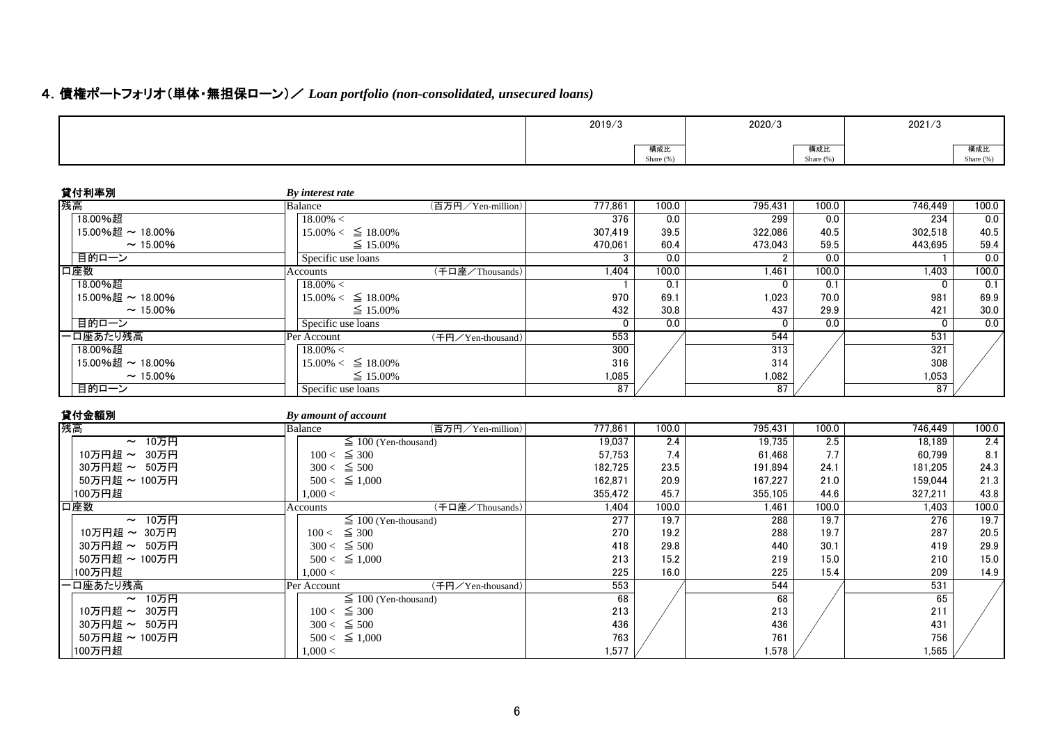## 4. 債権ポートフォリオ（単体・無担保ローン）／ *Loan portfolio (non-consolidated, unsecured loans)*

### 貸付利率別 *By interest rate*

| | | 2019/3 | 構成比 Share (%) | 2020/3 | 構成比 Share (%) | 2021/3 | 構成比 Share (%) |
|---|---|---|---|---|---|---|---|
| 残高 | Balance （百万円／Yen-million） | 777,861 | 100.0 | 795,431 | 100.0 | 746,449 | 100.0 |
| 18.00%超 | 18.00% < | 376 | 0.0 | 299 | 0.0 | 234 | 0.0 |
| 15.00%超 ～ 18.00% | 15.00% < ≦ 18.00% | 307,419 | 39.5 | 322,086 | 40.5 | 302,518 | 40.5 |
| ～ 15.00% | ≦ 15.00% | 470,061 | 60.4 | 473,043 | 59.5 | 443,695 | 59.4 |
| 目的ローン | Specific use loans | 3 | 0.0 | 2 | 0.0 | 1 | 0.0 |
| 口座数 | Accounts （千口座／Thousands） | 1,404 | 100.0 | 1,461 | 100.0 | 1,403 | 100.0 |
| 18.00%超 | 18.00% < | 1 | 0.1 | 0 | 0.1 | 0 | 0.1 |
| 15.00%超 ～ 18.00% | 15.00% < ≦ 18.00% | 970 | 69.1 | 1,023 | 70.0 | 981 | 69.9 |
| ～ 15.00% | ≦ 15.00% | 432 | 30.8 | 437 | 29.9 | 421 | 30.0 |
| 目的ローン | Specific use loans | 0 | 0.0 | 0 | 0.0 | 0 | 0.0 |
| 一口座あたり残高 | Per Account （千円／Yen-thousand） | 553 | | 544 | | 531 | |
| 18.00%超 | 18.00% < | 300 | | 313 | | 321 | |
| 15.00%超 ～ 18.00% | 15.00% < ≦ 18.00% | 316 | | 314 | | 308 | |
| ～ 15.00% | ≦ 15.00% | 1,085 | | 1,082 | | 1,053 | |
| 目的ローン | Specific use loans | 87 | | 87 | | 87 | |

### 貸付金額別 *By amount of account*

| | | 2019/3 | 構成比 Share (%) | 2020/3 | 構成比 Share (%) | 2021/3 | 構成比 Share (%) |
|---|---|---|---|---|---|---|---|
| 残高 | Balance （百万円／Yen-million） | 777,861 | 100.0 | 795,431 | 100.0 | 746,449 | 100.0 |
| ～ 10万円 | ≦ 100 (Yen-thousand) | 19,037 | 2.4 | 19,735 | 2.5 | 18,189 | 2.4 |
| 10万円超 ～ 30万円 | 100 < ≦ 300 | 57,753 | 7.4 | 61,468 | 7.7 | 60,799 | 8.1 |
| 30万円超 ～ 50万円 | 300 < ≦ 500 | 182,725 | 23.5 | 191,894 | 24.1 | 181,205 | 24.3 |
| 50万円超 ～ 100万円 | 500 < ≦ 1,000 | 162,871 | 20.9 | 167,227 | 21.0 | 159,044 | 21.3 |
| 100万円超 | 1,000 < | 355,472 | 45.7 | 355,105 | 44.6 | 327,211 | 43.8 |
| 口座数 | Accounts （千口座／Thousands） | 1,404 | 100.0 | 1,461 | 100.0 | 1,403 | 100.0 |
| ～ 10万円 | ≦ 100 (Yen-thousand) | 277 | 19.7 | 288 | 19.7 | 276 | 19.7 |
| 10万円超 ～ 30万円 | 100 < ≦ 300 | 270 | 19.2 | 288 | 19.7 | 287 | 20.5 |
| 30万円超 ～ 50万円 | 300 < ≦ 500 | 418 | 29.8 | 440 | 30.1 | 419 | 29.9 |
| 50万円超 ～ 100万円 | 500 < ≦ 1,000 | 213 | 15.2 | 219 | 15.0 | 210 | 15.0 |
| 100万円超 | 1,000 < | 225 | 16.0 | 225 | 15.4 | 209 | 14.9 |
| 一口座あたり残高 | Per Account （千円／Yen-thousand） | 553 | | 544 | | 531 | |
| ～ 10万円 | ≦ 100 (Yen-thousand) | 68 | | 68 | | 65 | |
| 10万円超 ～ 30万円 | 100 < ≦ 300 | 213 | | 213 | | 211 | |
| 30万円超 ～ 50万円 | 300 < ≦ 500 | 436 | | 436 | | 431 | |
| 50万円超 ～ 100万円 | 500 < ≦ 1,000 | 763 | | 761 | | 756 | |
| 100万円超 | 1,000 < | 1,577 | | 1,578 | | 1,565 | |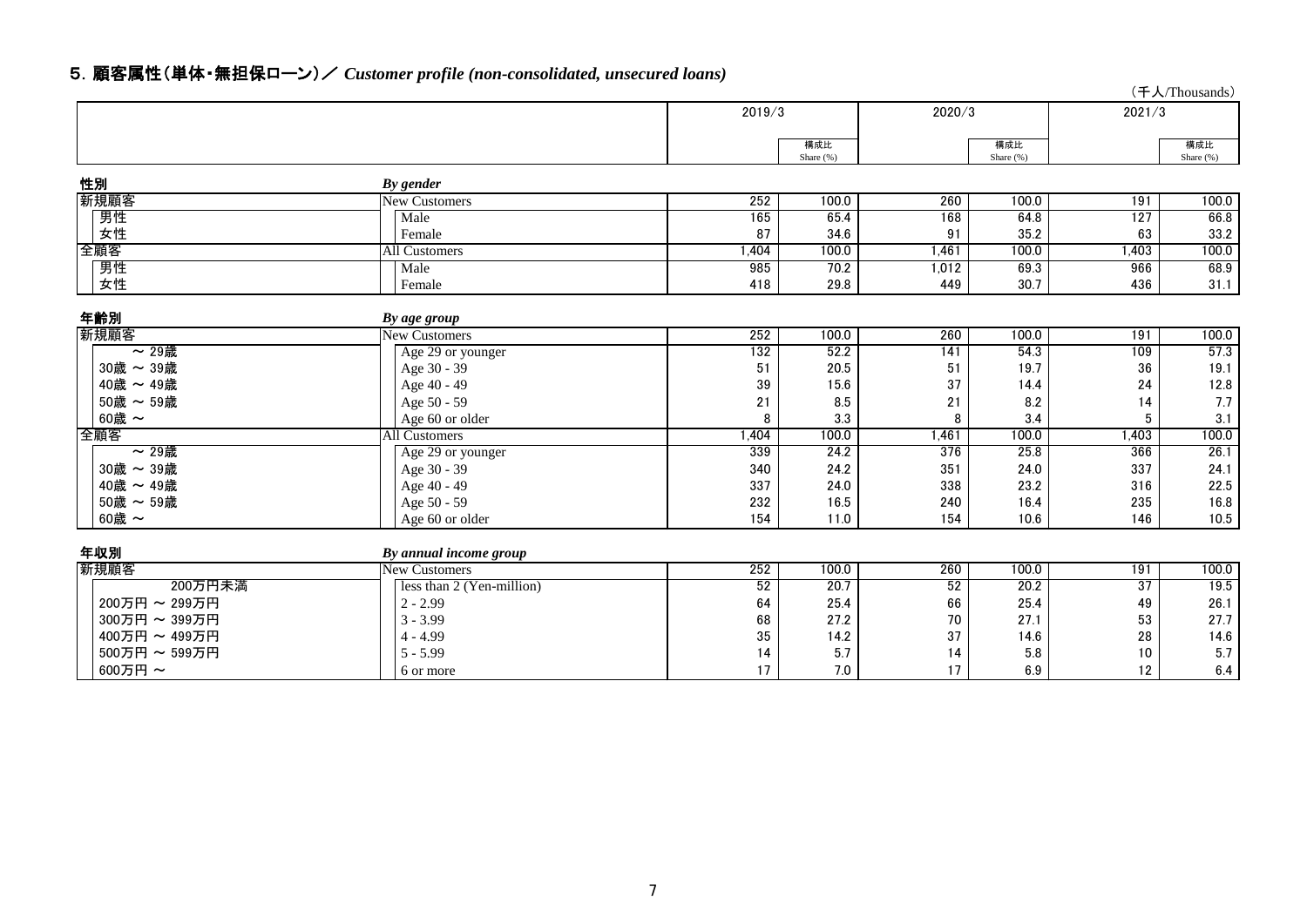## 5. 顧客属性（単体・無担保ローン）／ *Customer profile (non-consolidated, unsecured loans)*

（千人/Thousands）

| | | 2019/3 | 構成比 Share (%) | 2020/3 | 構成比 Share (%) | 2021/3 | 構成比 Share (%) |
|---|---|---|---|---|---|---|---|
| **性別** | ***By gender*** | | | | | | |
| 新規顧客 | New Customers | 252 | 100.0 | 260 | 100.0 | 191 | 100.0 |
| 男性 | Male | 165 | 65.4 | 168 | 64.8 | 127 | 66.8 |
| 女性 | Female | 87 | 34.6 | 91 | 35.2 | 63 | 33.2 |
| 全顧客 | All Customers | 1,404 | 100.0 | 1,461 | 100.0 | 1,403 | 100.0 |
| 男性 | Male | 985 | 70.2 | 1,012 | 69.3 | 966 | 68.9 |
| 女性 | Female | 418 | 29.8 | 449 | 30.7 | 436 | 31.1 |
| **年齢別** | ***By age group*** | | | | | | |
| 新規顧客 | New Customers | 252 | 100.0 | 260 | 100.0 | 191 | 100.0 |
| ～ 29歳 | Age 29 or younger | 132 | 52.2 | 141 | 54.3 | 109 | 57.3 |
| 30歳 ～ 39歳 | Age 30 - 39 | 51 | 20.5 | 51 | 19.7 | 36 | 19.1 |
| 40歳 ～ 49歳 | Age 40 - 49 | 39 | 15.6 | 37 | 14.4 | 24 | 12.8 |
| 50歳 ～ 59歳 | Age 50 - 59 | 21 | 8.5 | 21 | 8.2 | 14 | 7.7 |
| 60歳 ～ | Age 60 or older | 8 | 3.3 | 8 | 3.4 | 5 | 3.1 |
| 全顧客 | All Customers | 1,404 | 100.0 | 1,461 | 100.0 | 1,403 | 100.0 |
| ～ 29歳 | Age 29 or younger | 339 | 24.2 | 376 | 25.8 | 366 | 26.1 |
| 30歳 ～ 39歳 | Age 30 - 39 | 340 | 24.2 | 351 | 24.0 | 337 | 24.1 |
| 40歳 ～ 49歳 | Age 40 - 49 | 337 | 24.0 | 338 | 23.2 | 316 | 22.5 |
| 50歳 ～ 59歳 | Age 50 - 59 | 232 | 16.5 | 240 | 16.4 | 235 | 16.8 |
| 60歳 ～ | Age 60 or older | 154 | 11.0 | 154 | 10.6 | 146 | 10.5 |
| **年収別** | ***By annual income group*** | | | | | | |
| 新規顧客 | New Customers | 252 | 100.0 | 260 | 100.0 | 191 | 100.0 |
| 200万円未満 | less than 2 (Yen-million) | 52 | 20.7 | 52 | 20.2 | 37 | 19.5 |
| 200万円 ～ 299万円 | 2 - 2.99 | 64 | 25.4 | 66 | 25.4 | 49 | 26.1 |
| 300万円 ～ 399万円 | 3 - 3.99 | 68 | 27.2 | 70 | 27.1 | 53 | 27.7 |
| 400万円 ～ 499万円 | 4 - 4.99 | 35 | 14.2 | 37 | 14.6 | 28 | 14.6 |
| 500万円 ～ 599万円 | 5 - 5.99 | 14 | 5.7 | 14 | 5.8 | 10 | 5.7 |
| 600万円 ～ | 6 or more | 17 | 7.0 | 17 | 6.9 | 12 | 6.4 |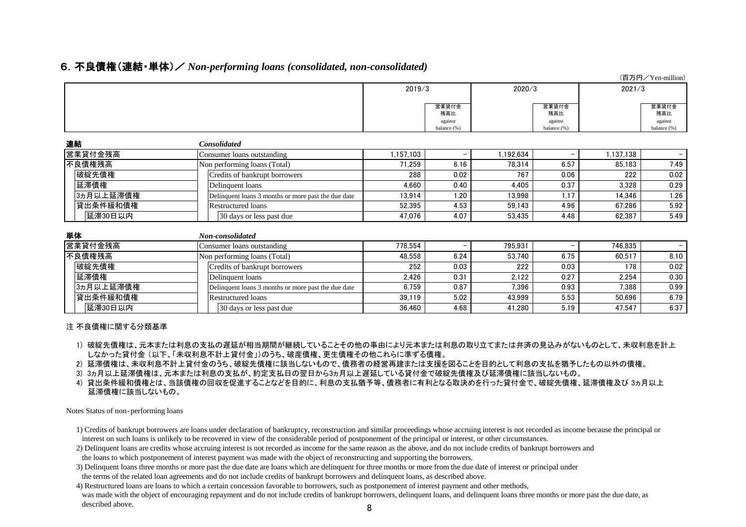## 6. 不良債権（連結・単体）／ *Non-performing loans (consolidated, non-consolidated)*

（百万円／Yen-million）

| | | 2019/3 | 営業貸付金残高比 against balance (%) | 2020/3 | 営業貸付金残高比 against balance (%) | 2021/3 | 営業貸付金残高比 against balance (%) |
|---|---|---|---|---|---|---|---|
| **連結** | ***Consolidated*** | | | | | | |
| 営業貸付金残高 | Consumer loans outstanding | 1,157,103 | － | 1,192,634 | － | 1,137,138 | － |
| 不良債権残高 | Non performing loans (Total) | 71,259 | 6.16 | 78,314 | 6.57 | 85,183 | 7.49 |
| 破綻先債権 | Credits of bankrupt borrowers | 288 | 0.02 | 767 | 0.06 | 222 | 0.02 |
| 延滞債権 | Delinquent loans | 4,660 | 0.40 | 4,405 | 0.37 | 3,328 | 0.29 |
| 3ヵ月以上延滞債権 | Delinquent loans 3 months or more past the due date | 13,914 | 1.20 | 13,998 | 1.17 | 14,346 | 1.26 |
| 貸出条件緩和債権 | Restructured loans | 52,395 | 4.53 | 59,143 | 4.96 | 67,286 | 5.92 |
| 延滞30日以内 | 30 days or less past due | 47,076 | 4.07 | 53,435 | 4.48 | 62,387 | 5.49 |
| **単体** | ***Non-consolidated*** | | | | | | |
| 営業貸付金残高 | Consumer loans outstanding | 778,554 | － | 795,931 | － | 746,835 | － |
| 不良債権残高 | Non performing loans (Total) | 48,558 | 6.24 | 53,740 | 6.75 | 60,517 | 8.10 |
| 破綻先債権 | Credits of bankrupt borrowers | 252 | 0.03 | 222 | 0.03 | 178 | 0.02 |
| 延滞債権 | Delinquent loans | 2,426 | 0.31 | 2,122 | 0.27 | 2,254 | 0.30 |
| 3ヵ月以上延滞債権 | Delinquent loans 3 months or more past the due date | 6,759 | 0.87 | 7,396 | 0.93 | 7,388 | 0.99 |
| 貸出条件緩和債権 | Restructured loans | 39,119 | 5.02 | 43,999 | 5.53 | 50,696 | 6.79 |
| 延滞30日以内 | 30 days or less past due | 36,460 | 4.68 | 41,280 | 5.19 | 47,547 | 6.37 |

注 不良債権に関する分類基準

1) 破綻先債権は、元本または利息の支払の遅延が相当期間が継続していることその他の事由により元本または利息の取り立てまたは弁済の見込みがないものとして、未収利息を計上しなかった貸付金（以下、「未収利息不計上貸付金」）のうち、破産債権、更生債権その他これらに準ずる債権。
2) 延滞債権は、未収利息不計上貸付金のうち、破綻先債権に該当しないもので、債務者の経営再建または支援を図ることを目的として利息の支払を猶予したもの以外の債権。
3) 3ヵ月以上延滞債権は、元本または利息の支払が、約定支払日の翌日から3ヵ月以上遅延している貸付金で破綻先債権及び延滞債権に該当しないもの。
4) 貸出条件緩和債権とは、当該債権の回収を促進することなどを目的に、利息の支払猶予等、債務者に有利となる取決めを行った貸付金で、破綻先債権、延滞債権及び 3ヵ月以上延滞債権に該当しないもの。

Notes Status of non-performing loans

1) Credits of bankrupt borrowers are loans under declaration of bankruptcy, reconstruction and similar proceedings whose accruing interest is not recorded as income because the principal or interest on such loans is unlikely to be recovered in view of the considerable period of postponement of the principal or interest, or other circumstances.
2) Delinquent loans are credits whose accruing interest is not recorded as income for the same reason as the above, and do not include credits of bankrupt borrowers and the loans to which postponement of interest payment was made with the object of reconstructing and supporting the borrowers.
3) Delinquent loans three months or more past the due date are loans which are delinquent for three months or more from the due date of interest or principal under the terms of the related loan agreements and do not include credits of bankrupt borrowers and delinquent loans, as described above.
4) Restructured loans are loans to which a certain concession favorable to borrowers, such as postponement of interest payment and other methods, was made with the object of encouraging repayment and do not include credits of bankrupt borrowers, delinquent loans, and delinquent loans three months or more past the due date, as described above.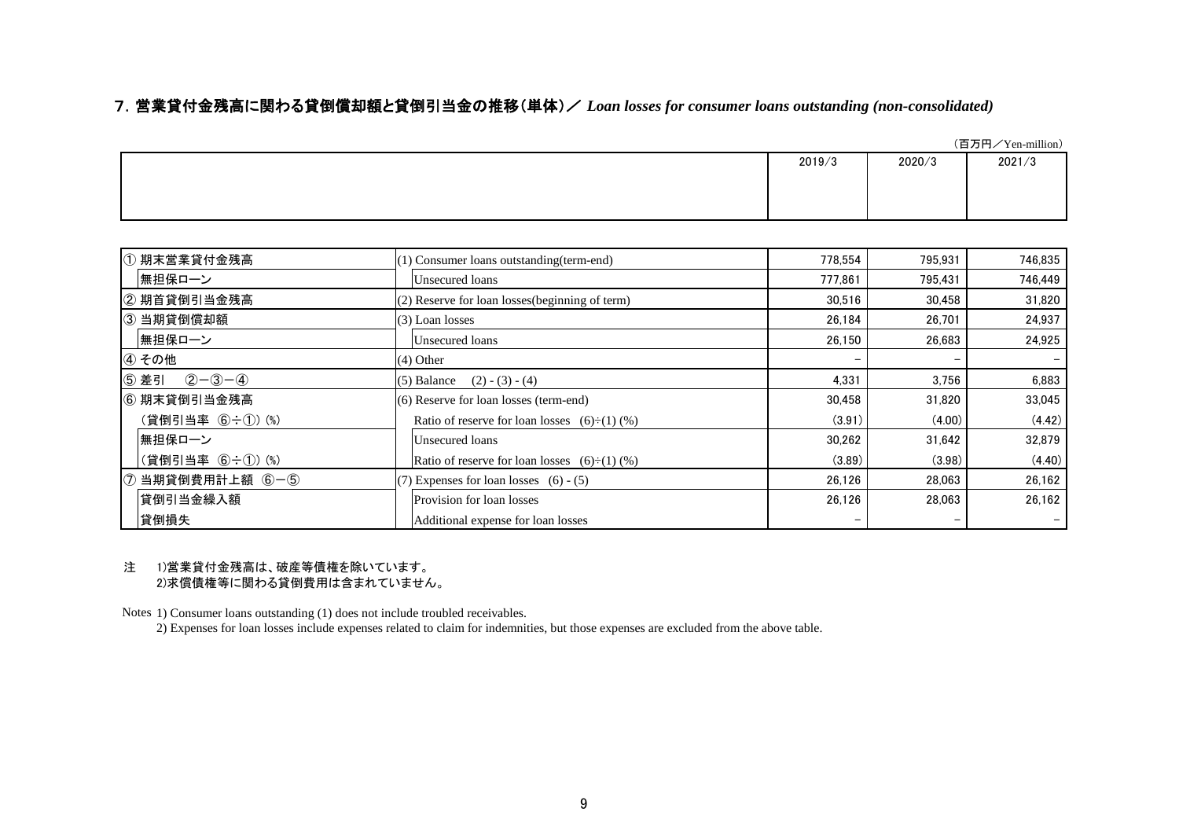## 7. 営業貸付金残高に関わる貸倒償却額と貸倒引当金の推移（単体）／ *Loan losses for consumer loans outstanding (non-consolidated)*

（百万円／Yen-million）

| | | 2019/3 | 2020/3 | 2021/3 |
|---|---|---|---|---|
| ① 期末営業貸付金残高 | (1) Consumer loans outstanding(term-end) | 778,554 | 795,931 | 746,835 |
| 無担保ローン | Unsecured loans | 777,861 | 795,431 | 746,449 |
| ② 期首貸倒引当金残高 | (2) Reserve for loan losses(beginning of term) | 30,516 | 30,458 | 31,820 |
| ③ 当期貸倒償却額 | (3) Loan losses | 26,184 | 26,701 | 24,937 |
| 無担保ローン | Unsecured loans | 26,150 | 26,683 | 24,925 |
| ④ その他 | (4) Other | − | − | − |
| ⑤ 差引　②−③−④ | (5) Balance　(2) - (3) - (4) | 4,331 | 3,756 | 6,883 |
| ⑥ 期末貸倒引当金残高 | (6) Reserve for loan losses (term-end) | 30,458 | 31,820 | 33,045 |
| （貸倒引当率 ⑥÷①）(%) | Ratio of reserve for loan losses　(6)÷(1) (%) | (3.91) | (4.00) | (4.42) |
| 無担保ローン | Unsecured loans | 30,262 | 31,642 | 32,879 |
| （貸倒引当率 ⑥÷①）(%) | Ratio of reserve for loan losses　(6)÷(1) (%) | (3.89) | (3.98) | (4.40) |
| ⑦ 当期貸倒費用計上額 ⑥−⑤ | (7) Expenses for loan losses　(6) - (5) | 26,126 | 28,063 | 26,162 |
| 貸倒引当金繰入額 | Provision for loan losses | 26,126 | 28,063 | 26,162 |
| 貸倒損失 | Additional expense for loan losses | − | − | − |

注　1)営業貸付金残高は、破産等債権を除いています。
　　2)求償債権等に関わる貸倒費用は含まれていません。

Notes 1) Consumer loans outstanding (1) does not include troubled receivables.
2) Expenses for loan losses include expenses related to claim for indemnities, but those expenses are excluded from the above table.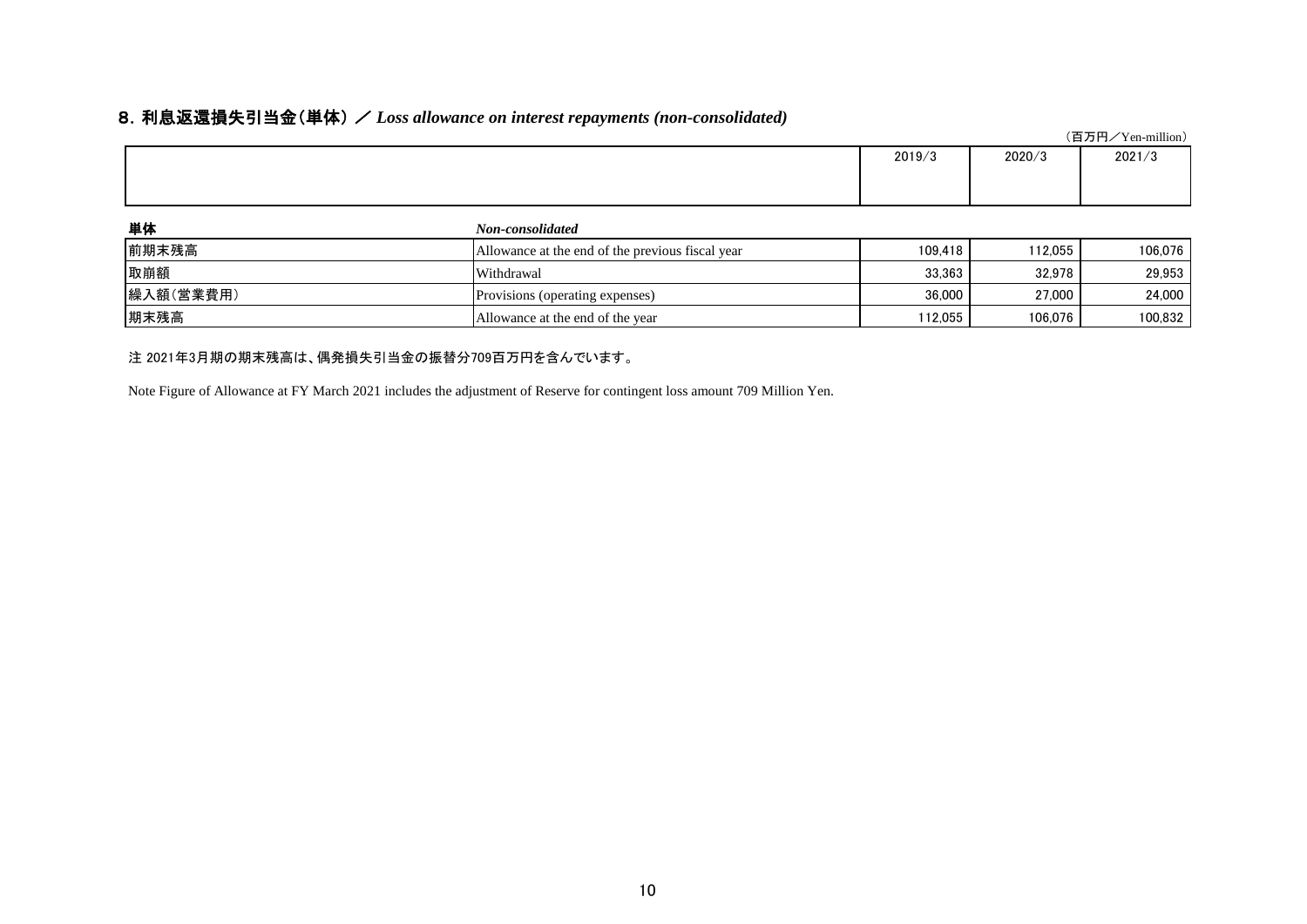## 8. 利息返還損失引当金（単体） ／ *Loss allowance on interest repayments (non-consolidated)*

（百万円／Yen-million）

| | | 2019/3 | 2020/3 | 2021/3 |
|---|---|---|---|---|
| **単体** | ***Non-consolidated*** | | | |
| 前期末残高 | Allowance at the end of the previous fiscal year | 109,418 | 112,055 | 106,076 |
| 取崩額 | Withdrawal | 33,363 | 32,978 | 29,953 |
| 繰入額(営業費用) | Provisions (operating expenses) | 36,000 | 27,000 | 24,000 |
| 期末残高 | Allowance at the end of the year | 112,055 | 106,076 | 100,832 |

注 2021年3月期の期末残高は、偶発損失引当金の振替分709百万円を含んでいます。

Note Figure of Allowance at FY March 2021 includes the adjustment of Reserve for contingent loss amount 709 Million Yen.